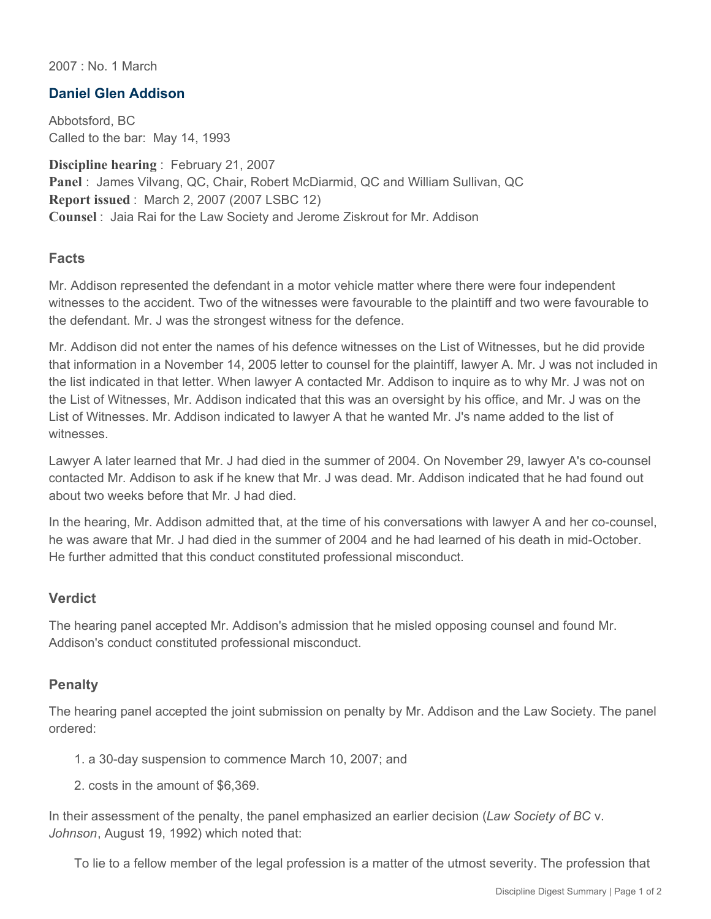2007 : No. 1 March

## Daniel Glen Addison

Abbotsford, BC
Called to the bar: May 14, 1993

**Discipline hearing** : February 21, 2007
**Panel** : James Vilvang, QC, Chair, Robert McDiarmid, QC and William Sullivan, QC
**Report issued** : March 2, 2007 (2007 LSBC 12)
**Counsel** : Jaia Rai for the Law Society and Jerome Ziskrout for Mr. Addison

### Facts

Mr. Addison represented the defendant in a motor vehicle matter where there were four independent witnesses to the accident. Two of the witnesses were favourable to the plaintiff and two were favourable to the defendant. Mr. J was the strongest witness for the defence.

Mr. Addison did not enter the names of his defence witnesses on the List of Witnesses, but he did provide that information in a November 14, 2005 letter to counsel for the plaintiff, lawyer A. Mr. J was not included in the list indicated in that letter. When lawyer A contacted Mr. Addison to inquire as to why Mr. J was not on the List of Witnesses, Mr. Addison indicated that this was an oversight by his office, and Mr. J was on the List of Witnesses. Mr. Addison indicated to lawyer A that he wanted Mr. J's name added to the list of witnesses.

Lawyer A later learned that Mr. J had died in the summer of 2004. On November 29, lawyer A's co-counsel contacted Mr. Addison to ask if he knew that Mr. J was dead. Mr. Addison indicated that he had found out about two weeks before that Mr. J had died.

In the hearing, Mr. Addison admitted that, at the time of his conversations with lawyer A and her co-counsel, he was aware that Mr. J had died in the summer of 2004 and he had learned of his death in mid-October. He further admitted that this conduct constituted professional misconduct.

### Verdict

The hearing panel accepted Mr. Addison's admission that he misled opposing counsel and found Mr. Addison's conduct constituted professional misconduct.

### Penalty

The hearing panel accepted the joint submission on penalty by Mr. Addison and the Law Society. The panel ordered:

1. a 30-day suspension to commence March 10, 2007; and
2. costs in the amount of $6,369.

In their assessment of the penalty, the panel emphasized an earlier decision (*Law Society of BC* v. *Johnson*, August 19, 1992) which noted that:

> To lie to a fellow member of the legal profession is a matter of the utmost severity. The profession that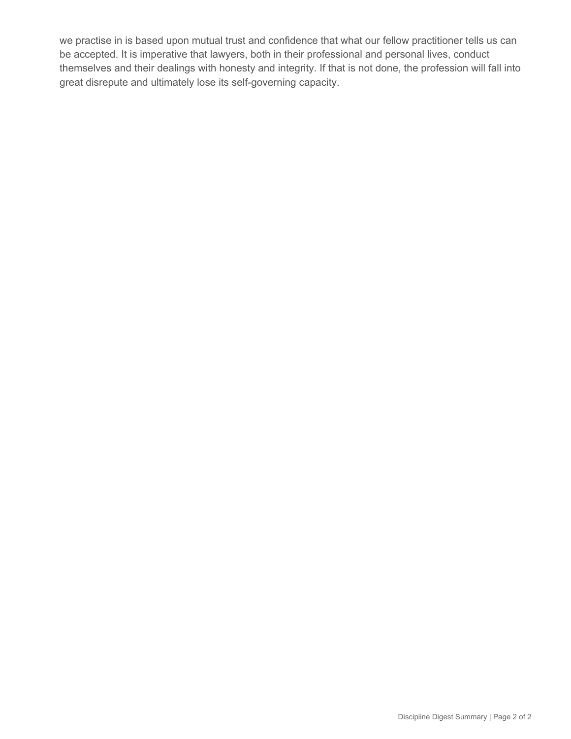we practise in is based upon mutual trust and confidence that what our fellow practitioner tells us can be accepted. It is imperative that lawyers, both in their professional and personal lives, conduct themselves and their dealings with honesty and integrity. If that is not done, the profession will fall into great disrepute and ultimately lose its self-governing capacity.